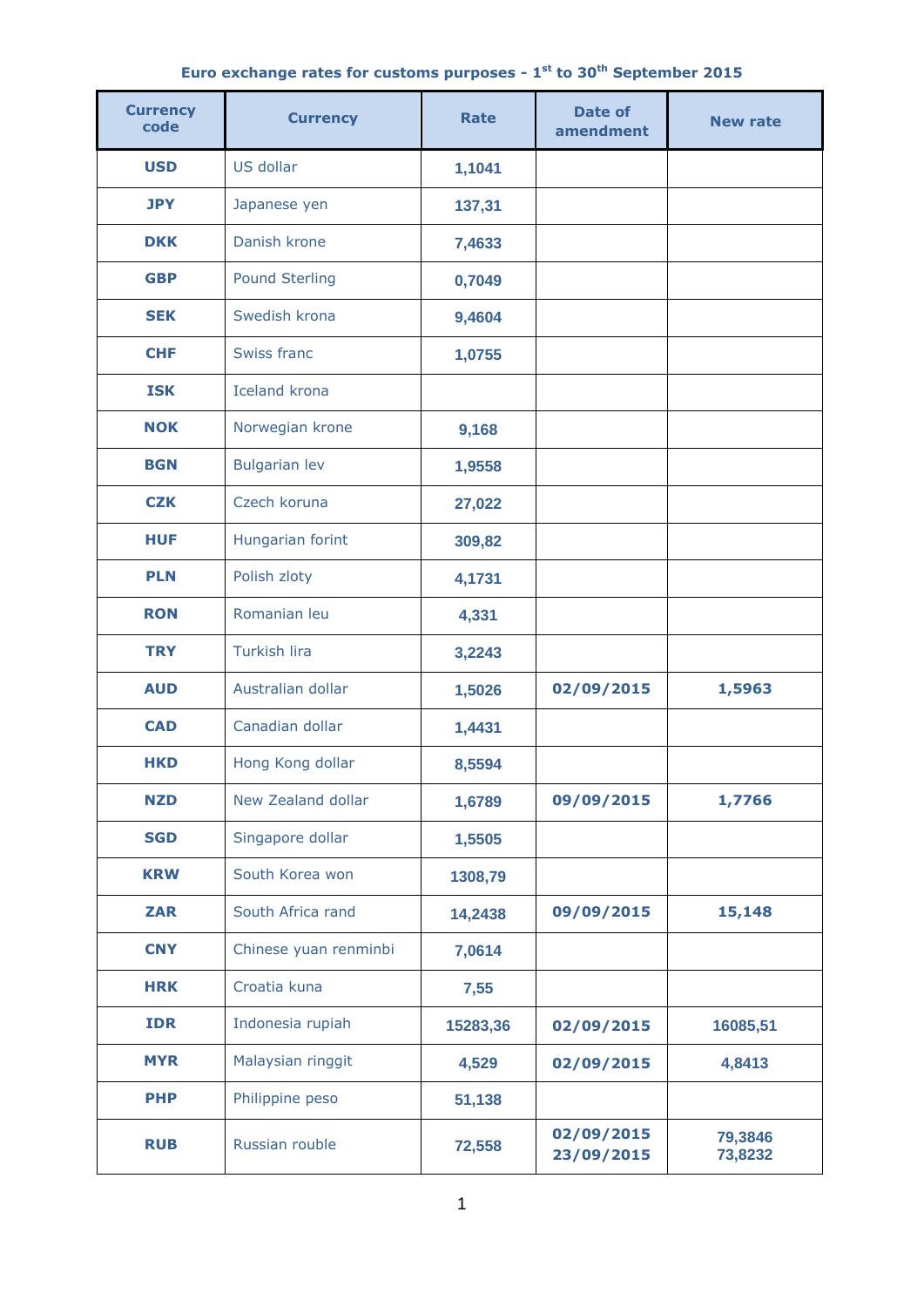**Euro exchange rates for customs purposes - 1st to 30th September 2015**

| Currency code | Currency | Rate | Date of amendment | New rate |
|---|---|---|---|---|
| USD | US dollar | 1,1041 | | |
| JPY | Japanese yen | 137,31 | | |
| DKK | Danish krone | 7,4633 | | |
| GBP | Pound Sterling | 0,7049 | | |
| SEK | Swedish krona | 9,4604 | | |
| CHF | Swiss franc | 1,0755 | | |
| ISK | Iceland krona | | | |
| NOK | Norwegian krone | 9,168 | | |
| BGN | Bulgarian lev | 1,9558 | | |
| CZK | Czech koruna | 27,022 | | |
| HUF | Hungarian forint | 309,82 | | |
| PLN | Polish zloty | 4,1731 | | |
| RON | Romanian leu | 4,331 | | |
| TRY | Turkish lira | 3,2243 | | |
| AUD | Australian dollar | 1,5026 | 02/09/2015 | 1,5963 |
| CAD | Canadian dollar | 1,4431 | | |
| HKD | Hong Kong dollar | 8,5594 | | |
| NZD | New Zealand dollar | 1,6789 | 09/09/2015 | 1,7766 |
| SGD | Singapore dollar | 1,5505 | | |
| KRW | South Korea won | 1308,79 | | |
| ZAR | South Africa rand | 14,2438 | 09/09/2015 | 15,148 |
| CNY | Chinese yuan renminbi | 7,0614 | | |
| HRK | Croatia kuna | 7,55 | | |
| IDR | Indonesia rupiah | 15283,36 | 02/09/2015 | 16085,51 |
| MYR | Malaysian ringgit | 4,529 | 02/09/2015 | 4,8413 |
| PHP | Philippine peso | 51,138 | | |
| RUB | Russian rouble | 72,558 | 02/09/2015<br>23/09/2015 | 79,3846<br>73,8232 |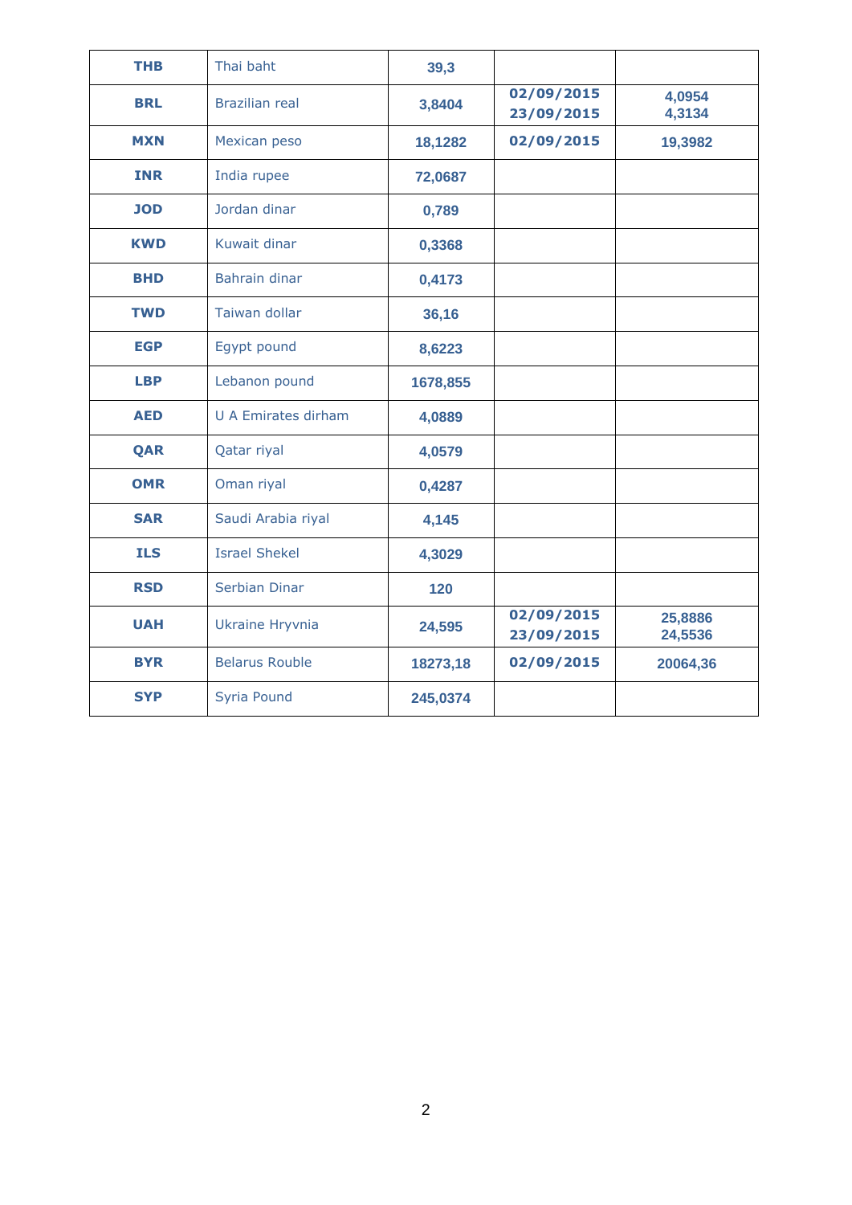| | | | | |
|---|---|---|---|---|
| **THB** | Thai baht | **39,3** | | |
| **BRL** | Brazilian real | **3,8404** | **02/09/2015**<br>**23/09/2015** | **4,0954**<br>**4,3134** |
| **MXN** | Mexican peso | **18,1282** | **02/09/2015** | **19,3982** |
| **INR** | India rupee | **72,0687** | | |
| **JOD** | Jordan dinar | **0,789** | | |
| **KWD** | Kuwait dinar | **0,3368** | | |
| **BHD** | Bahrain dinar | **0,4173** | | |
| **TWD** | Taiwan dollar | **36,16** | | |
| **EGP** | Egypt pound | **8,6223** | | |
| **LBP** | Lebanon pound | **1678,855** | | |
| **AED** | U A Emirates dirham | **4,0889** | | |
| **QAR** | Qatar riyal | **4,0579** | | |
| **OMR** | Oman riyal | **0,4287** | | |
| **SAR** | Saudi Arabia riyal | **4,145** | | |
| **ILS** | Israel Shekel | **4,3029** | | |
| **RSD** | Serbian Dinar | **120** | | |
| **UAH** | Ukraine Hryvnia | **24,595** | **02/09/2015**<br>**23/09/2015** | **25,8886**<br>**24,5536** |
| **BYR** | Belarus Rouble | **18273,18** | **02/09/2015** | **20064,36** |
| **SYP** | Syria Pound | **245,0374** | | |